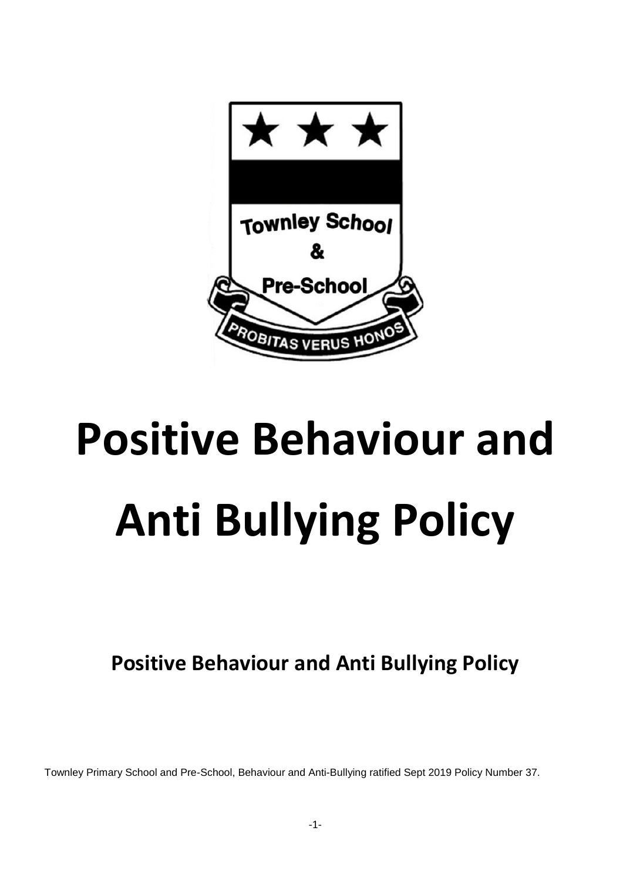# Positive Behaviour and Anti Bullying Policy

**Positive Behaviour and Anti Bullying Policy**

Townley Primary School and Pre-School, Behaviour and Anti-Bullying ratified Sept 2019 Policy Number 37.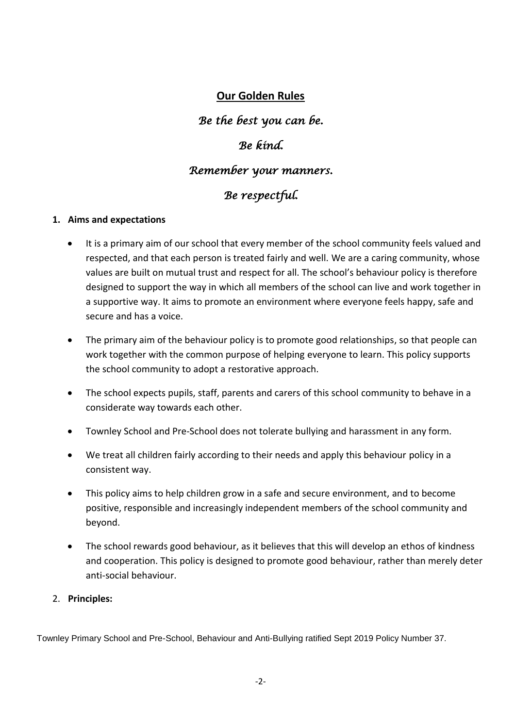## Our Golden Rules

*Be the best you can be.*

*Be kind.*

*Remember your manners.*

*Be respectful.*

**1. Aims and expectations**

- It is a primary aim of our school that every member of the school community feels valued and respected, and that each person is treated fairly and well. We are a caring community, whose values are built on mutual trust and respect for all. The school's behaviour policy is therefore designed to support the way in which all members of the school can live and work together in a supportive way. It aims to promote an environment where everyone feels happy, safe and secure and has a voice.
- The primary aim of the behaviour policy is to promote good relationships, so that people can work together with the common purpose of helping everyone to learn. This policy supports the school community to adopt a restorative approach.
- The school expects pupils, staff, parents and carers of this school community to behave in a considerate way towards each other.
- Townley School and Pre-School does not tolerate bullying and harassment in any form.
- We treat all children fairly according to their needs and apply this behaviour policy in a consistent way.
- This policy aims to help children grow in a safe and secure environment, and to become positive, responsible and increasingly independent members of the school community and beyond.
- The school rewards good behaviour, as it believes that this will develop an ethos of kindness and cooperation. This policy is designed to promote good behaviour, rather than merely deter anti-social behaviour.

2. **Principles:**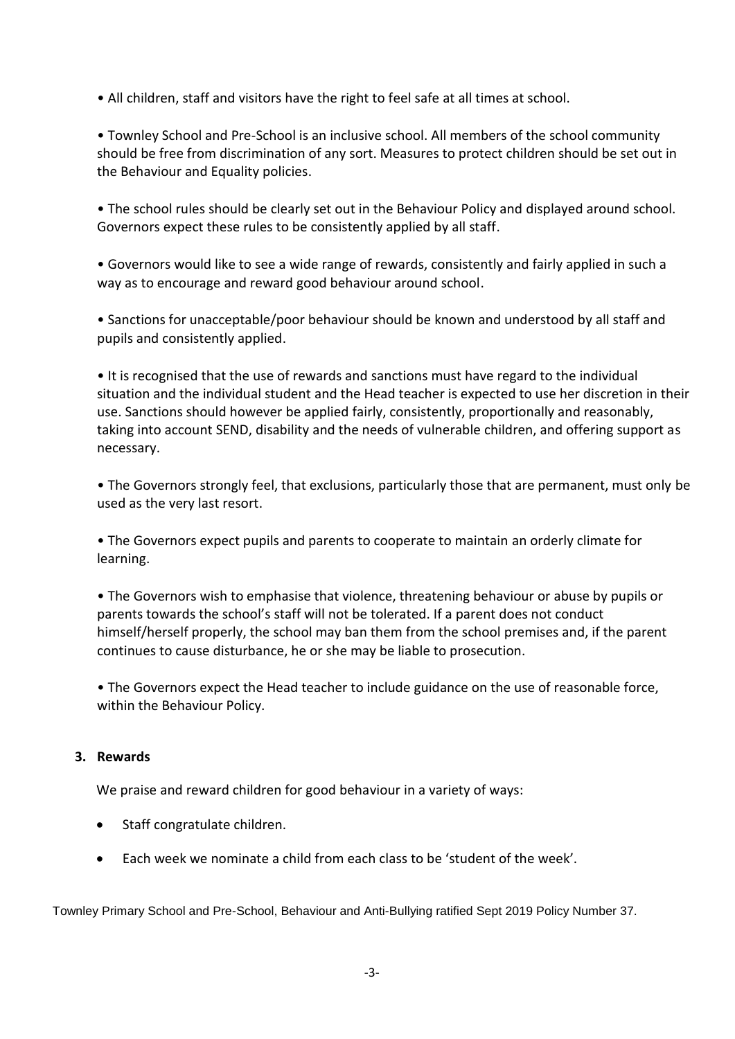- All children, staff and visitors have the right to feel safe at all times at school.

- Townley School and Pre-School is an inclusive school. All members of the school community should be free from discrimination of any sort. Measures to protect children should be set out in the Behaviour and Equality policies.

- The school rules should be clearly set out in the Behaviour Policy and displayed around school. Governors expect these rules to be consistently applied by all staff.

- Governors would like to see a wide range of rewards, consistently and fairly applied in such a way as to encourage and reward good behaviour around school.

- Sanctions for unacceptable/poor behaviour should be known and understood by all staff and pupils and consistently applied.

- It is recognised that the use of rewards and sanctions must have regard to the individual situation and the individual student and the Head teacher is expected to use her discretion in their use. Sanctions should however be applied fairly, consistently, proportionally and reasonably, taking into account SEND, disability and the needs of vulnerable children, and offering support as necessary.

- The Governors strongly feel, that exclusions, particularly those that are permanent, must only be used as the very last resort.

- The Governors expect pupils and parents to cooperate to maintain an orderly climate for learning.

- The Governors wish to emphasise that violence, threatening behaviour or abuse by pupils or parents towards the school's staff will not be tolerated. If a parent does not conduct himself/herself properly, the school may ban them from the school premises and, if the parent continues to cause disturbance, he or she may be liable to prosecution.

- The Governors expect the Head teacher to include guidance on the use of reasonable force, within the Behaviour Policy.

## 3. Rewards

We praise and reward children for good behaviour in a variety of ways:

- Staff congratulate children.
- Each week we nominate a child from each class to be 'student of the week'.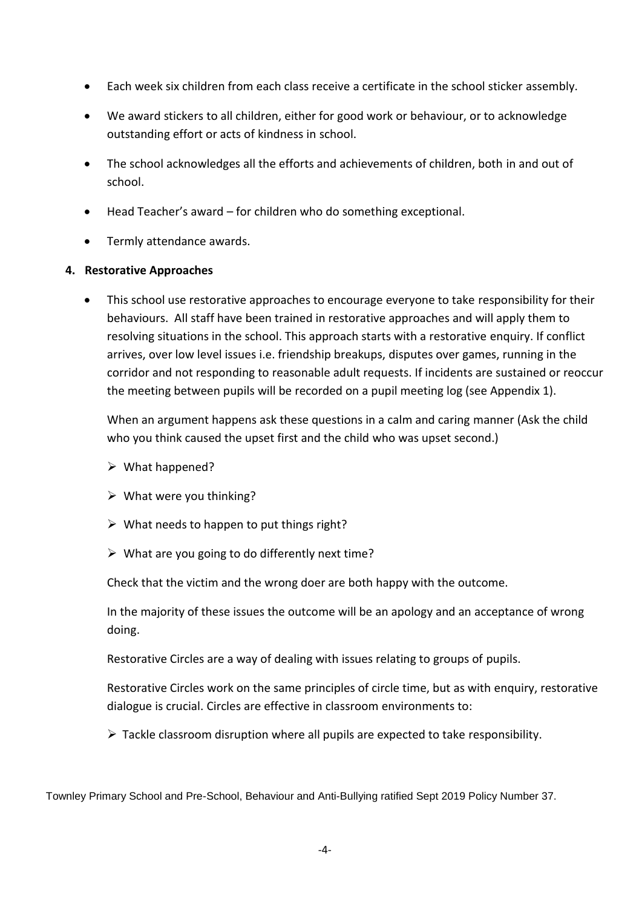- Each week six children from each class receive a certificate in the school sticker assembly.
- We award stickers to all children, either for good work or behaviour, or to acknowledge outstanding effort or acts of kindness in school.
- The school acknowledges all the efforts and achievements of children, both in and out of school.
- Head Teacher's award – for children who do something exceptional.
- Termly attendance awards.

**4. Restorative Approaches**

- This school use restorative approaches to encourage everyone to take responsibility for their behaviours. All staff have been trained in restorative approaches and will apply them to resolving situations in the school. This approach starts with a restorative enquiry. If conflict arrives, over low level issues i.e. friendship breakups, disputes over games, running in the corridor and not responding to reasonable adult requests. If incidents are sustained or reoccur the meeting between pupils will be recorded on a pupil meeting log (see Appendix 1).

  When an argument happens ask these questions in a calm and caring manner (Ask the child who you think caused the upset first and the child who was upset second.)

  - What happened?
  - What were you thinking?
  - What needs to happen to put things right?
  - What are you going to do differently next time?

  Check that the victim and the wrong doer are both happy with the outcome.

  In the majority of these issues the outcome will be an apology and an acceptance of wrong doing.

  Restorative Circles are a way of dealing with issues relating to groups of pupils.

  Restorative Circles work on the same principles of circle time, but as with enquiry, restorative dialogue is crucial. Circles are effective in classroom environments to:

  - Tackle classroom disruption where all pupils are expected to take responsibility.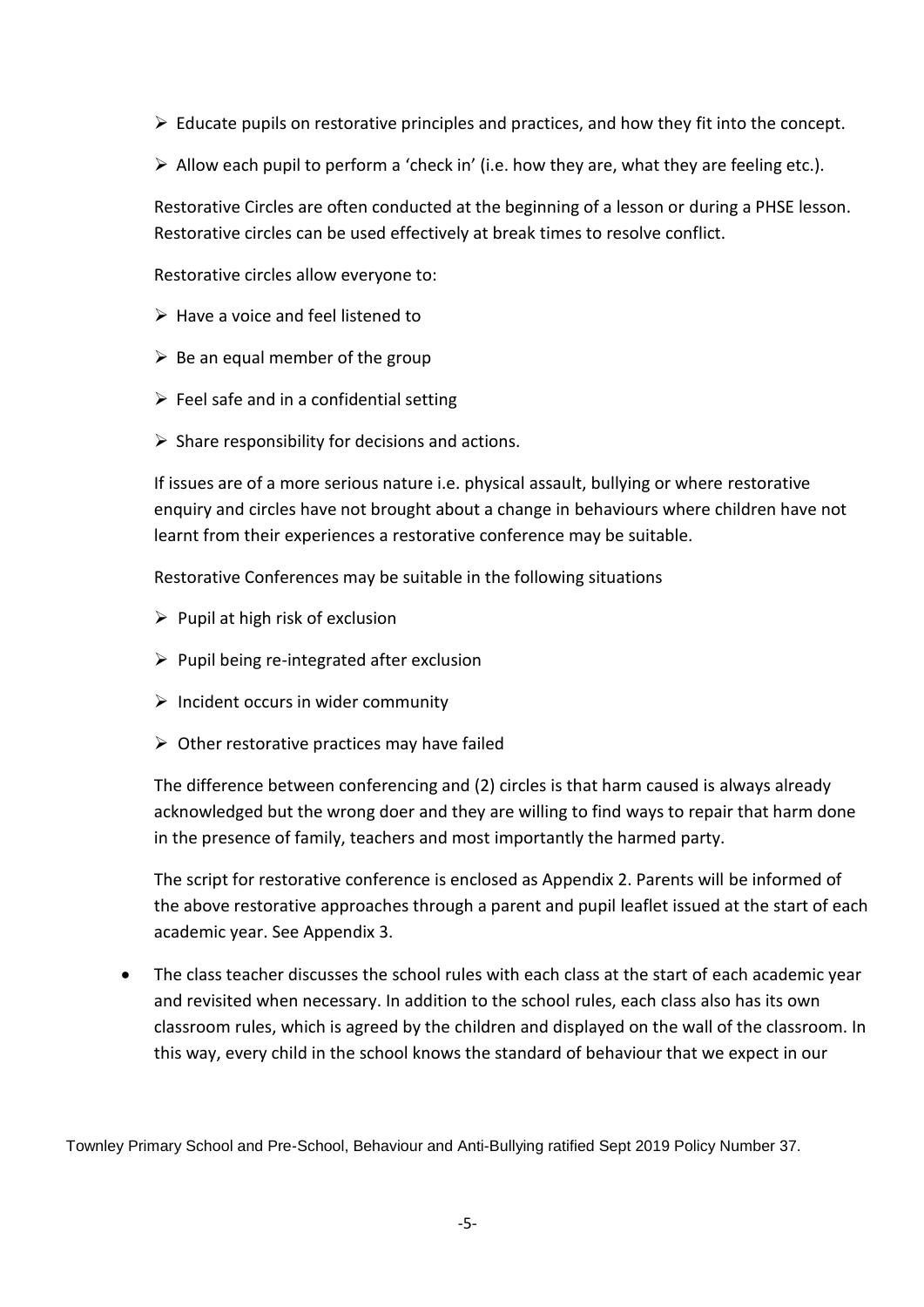- Educate pupils on restorative principles and practices, and how they fit into the concept.
- Allow each pupil to perform a 'check in' (i.e. how they are, what they are feeling etc.).

Restorative Circles are often conducted at the beginning of a lesson or during a PHSE lesson. Restorative circles can be used effectively at break times to resolve conflict.

Restorative circles allow everyone to:

- Have a voice and feel listened to
- Be an equal member of the group
- Feel safe and in a confidential setting
- Share responsibility for decisions and actions.

If issues are of a more serious nature i.e. physical assault, bullying or where restorative enquiry and circles have not brought about a change in behaviours where children have not learnt from their experiences a restorative conference may be suitable.

Restorative Conferences may be suitable in the following situations

- Pupil at high risk of exclusion
- Pupil being re-integrated after exclusion
- Incident occurs in wider community
- Other restorative practices may have failed

The difference between conferencing and (2) circles is that harm caused is always already acknowledged but the wrong doer and they are willing to find ways to repair that harm done in the presence of family, teachers and most importantly the harmed party.

The script for restorative conference is enclosed as Appendix 2. Parents will be informed of the above restorative approaches through a parent and pupil leaflet issued at the start of each academic year. See Appendix 3.

- The class teacher discusses the school rules with each class at the start of each academic year and revisited when necessary. In addition to the school rules, each class also has its own classroom rules, which is agreed by the children and displayed on the wall of the classroom. In this way, every child in the school knows the standard of behaviour that we expect in our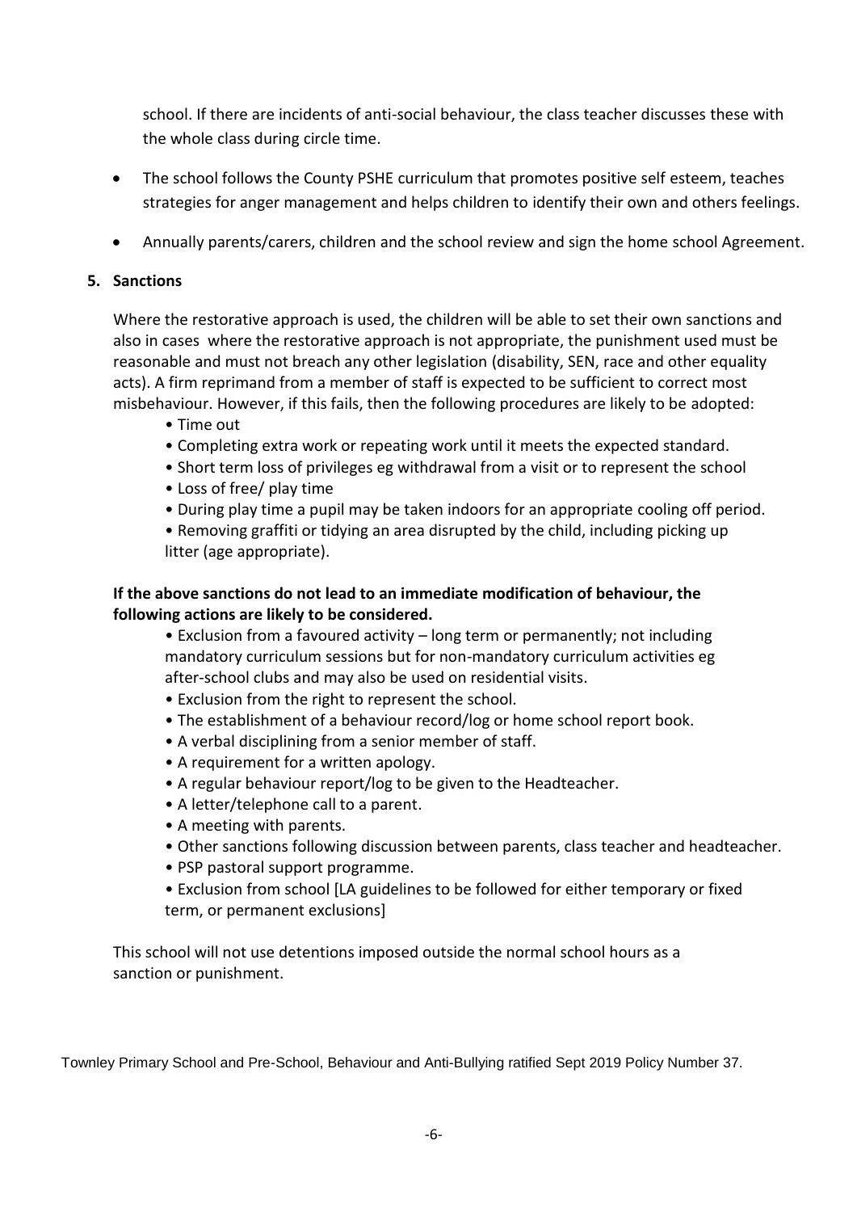school. If there are incidents of anti-social behaviour, the class teacher discusses these with the whole class during circle time.

- The school follows the County PSHE curriculum that promotes positive self esteem, teaches strategies for anger management and helps children to identify their own and others feelings.
- Annually parents/carers, children and the school review and sign the home school Agreement.

## 5. Sanctions

Where the restorative approach is used, the children will be able to set their own sanctions and also in cases where the restorative approach is not appropriate, the punishment used must be reasonable and must not breach any other legislation (disability, SEN, race and other equality acts). A firm reprimand from a member of staff is expected to be sufficient to correct most misbehaviour. However, if this fails, then the following procedures are likely to be adopted:

- Time out
- Completing extra work or repeating work until it meets the expected standard.
- Short term loss of privileges eg withdrawal from a visit or to represent the school
- Loss of free/ play time
- During play time a pupil may be taken indoors for an appropriate cooling off period.
- Removing graffiti or tidying an area disrupted by the child, including picking up litter (age appropriate).

**If the above sanctions do not lead to an immediate modification of behaviour, the following actions are likely to be considered.**

- Exclusion from a favoured activity – long term or permanently; not including mandatory curriculum sessions but for non-mandatory curriculum activities eg after-school clubs and may also be used on residential visits.
- Exclusion from the right to represent the school.
- The establishment of a behaviour record/log or home school report book.
- A verbal disciplining from a senior member of staff.
- A requirement for a written apology.
- A regular behaviour report/log to be given to the Headteacher.
- A letter/telephone call to a parent.
- A meeting with parents.
- Other sanctions following discussion between parents, class teacher and headteacher.
- PSP pastoral support programme.
- Exclusion from school [LA guidelines to be followed for either temporary or fixed term, or permanent exclusions]

This school will not use detentions imposed outside the normal school hours as a sanction or punishment.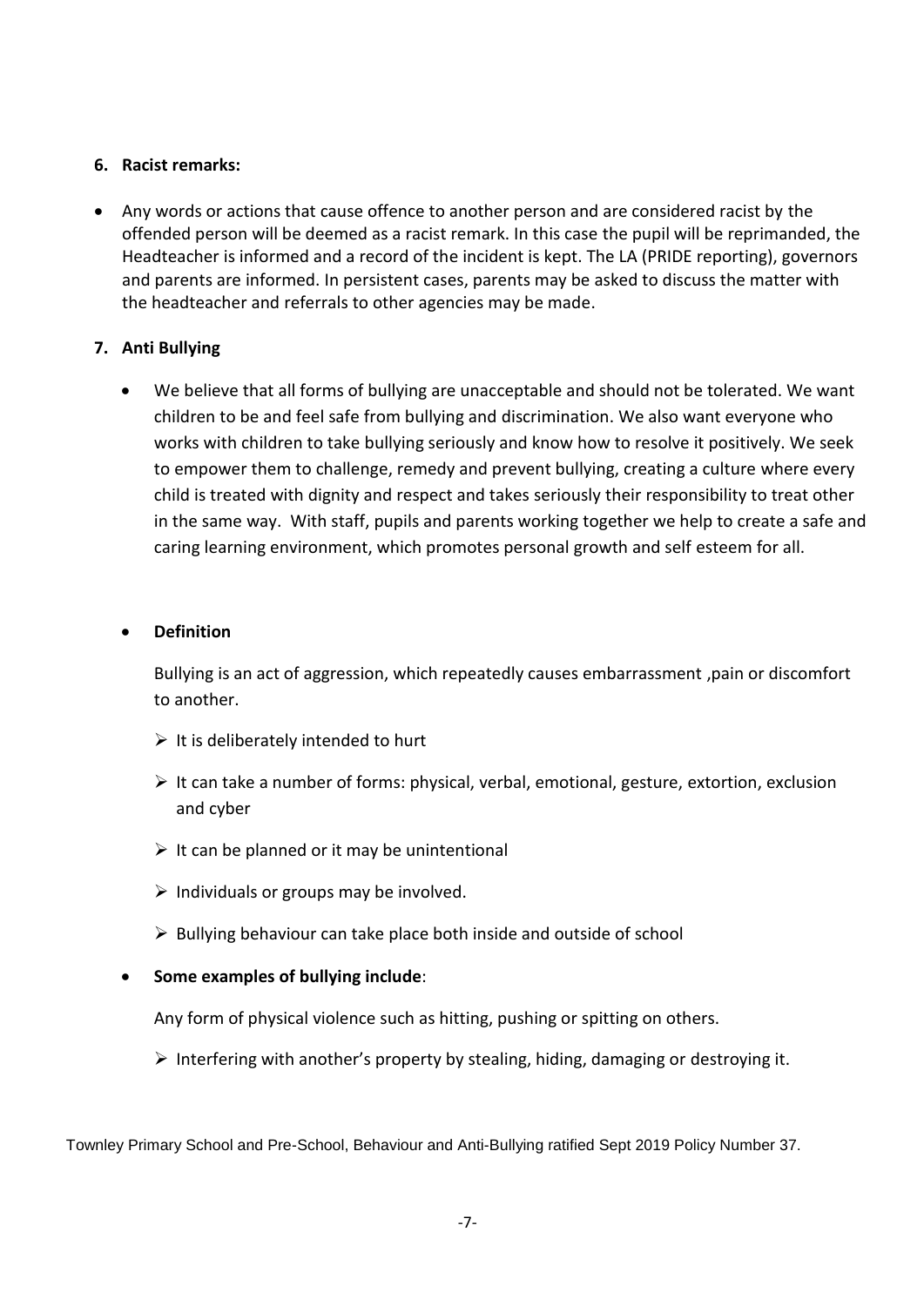## 6. Racist remarks:

- Any words or actions that cause offence to another person and are considered racist by the offended person will be deemed as a racist remark. In this case the pupil will be reprimanded, the Headteacher is informed and a record of the incident is kept. The LA (PRIDE reporting), governors and parents are informed. In persistent cases, parents may be asked to discuss the matter with the headteacher and referrals to other agencies may be made.

## 7. Anti Bullying

- We believe that all forms of bullying are unacceptable and should not be tolerated. We want children to be and feel safe from bullying and discrimination. We also want everyone who works with children to take bullying seriously and know how to resolve it positively. We seek to empower them to challenge, remedy and prevent bullying, creating a culture where every child is treated with dignity and respect and takes seriously their responsibility to treat other in the same way. With staff, pupils and parents working together we help to create a safe and caring learning environment, which promotes personal growth and self esteem for all.

- **Definition**

  Bullying is an act of aggression, which repeatedly causes embarrassment ,pain or discomfort to another.

  - It is deliberately intended to hurt
  - It can take a number of forms: physical, verbal, emotional, gesture, extortion, exclusion and cyber
  - It can be planned or it may be unintentional
  - Individuals or groups may be involved.
  - Bullying behaviour can take place both inside and outside of school

- **Some examples of bullying include**:

  Any form of physical violence such as hitting, pushing or spitting on others.

  - Interfering with another's property by stealing, hiding, damaging or destroying it.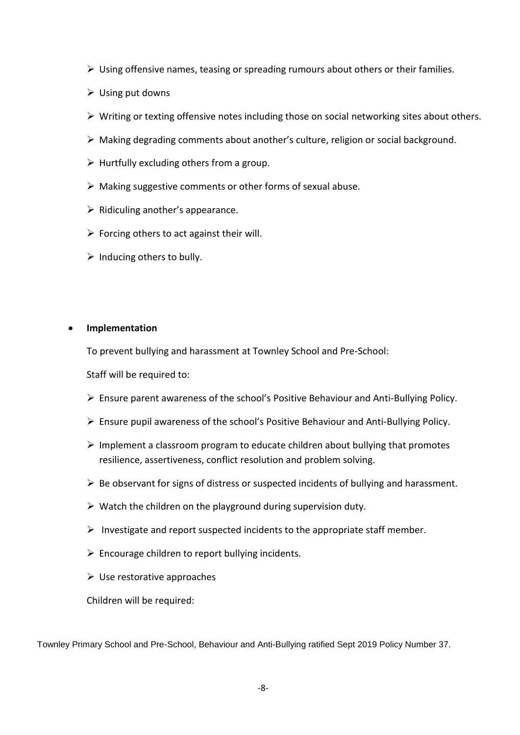- Using offensive names, teasing or spreading rumours about others or their families.
- Using put downs
- Writing or texting offensive notes including those on social networking sites about others.
- Making degrading comments about another's culture, religion or social background.
- Hurtfully excluding others from a group.
- Making suggestive comments or other forms of sexual abuse.
- Ridiculing another's appearance.
- Forcing others to act against their will.
- Inducing others to bully.

- **Implementation**

  To prevent bullying and harassment at Townley School and Pre-School:

  Staff will be required to:

  - Ensure parent awareness of the school's Positive Behaviour and Anti-Bullying Policy.
  - Ensure pupil awareness of the school's Positive Behaviour and Anti-Bullying Policy.
  - Implement a classroom program to educate children about bullying that promotes resilience, assertiveness, conflict resolution and problem solving.
  - Be observant for signs of distress or suspected incidents of bullying and harassment.
  - Watch the children on the playground during supervision duty.
  - Investigate and report suspected incidents to the appropriate staff member.
  - Encourage children to report bullying incidents.
  - Use restorative approaches

  Children will be required: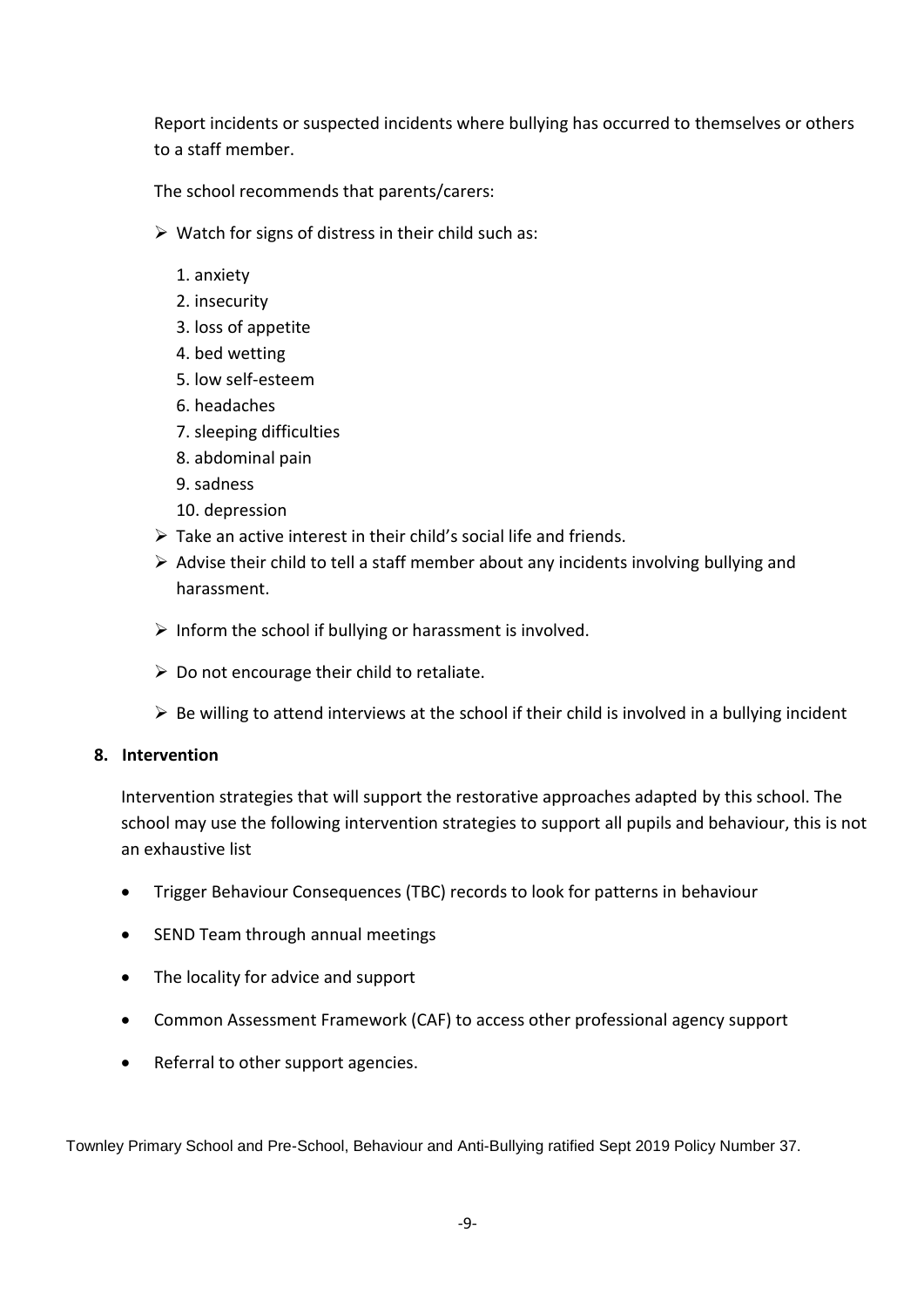Report incidents or suspected incidents where bullying has occurred to themselves or others to a staff member.

The school recommends that parents/carers:

- Watch for signs of distress in their child such as:
  1. anxiety
  2. insecurity
  3. loss of appetite
  4. bed wetting
  5. low self-esteem
  6. headaches
  7. sleeping difficulties
  8. abdominal pain
  9. sadness
  10. depression
- Take an active interest in their child's social life and friends.
- Advise their child to tell a staff member about any incidents involving bullying and harassment.
- Inform the school if bullying or harassment is involved.
- Do not encourage their child to retaliate.
- Be willing to attend interviews at the school if their child is involved in a bullying incident

## 8. Intervention

Intervention strategies that will support the restorative approaches adapted by this school. The school may use the following intervention strategies to support all pupils and behaviour, this is not an exhaustive list

- Trigger Behaviour Consequences (TBC) records to look for patterns in behaviour
- SEND Team through annual meetings
- The locality for advice and support
- Common Assessment Framework (CAF) to access other professional agency support
- Referral to other support agencies.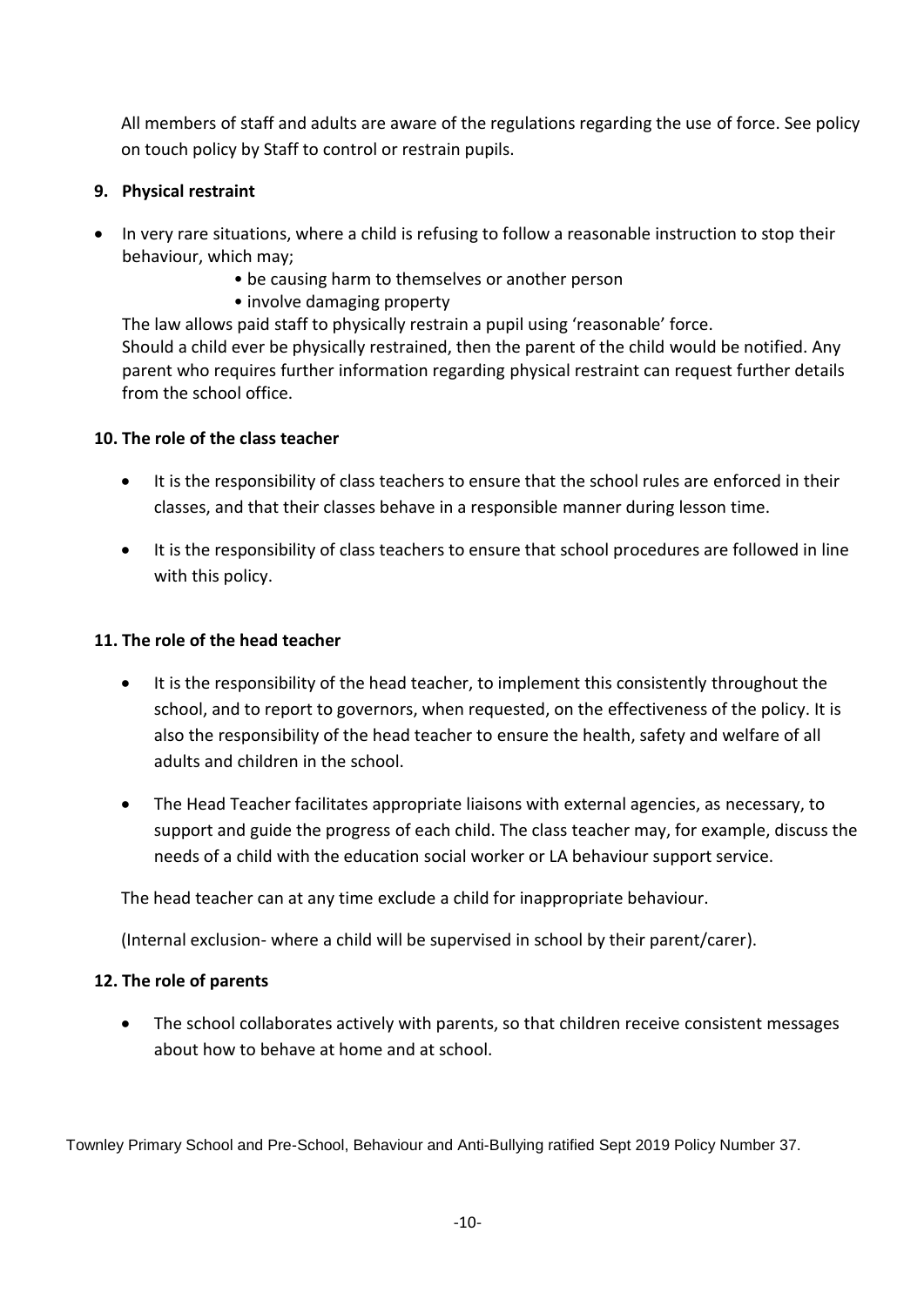All members of staff and adults are aware of the regulations regarding the use of force. See policy on touch policy by Staff to control or restrain pupils.

**9. Physical restraint**

- In very rare situations, where a child is refusing to follow a reasonable instruction to stop their behaviour, which may;
  - be causing harm to themselves or another person
  - involve damaging property

  The law allows paid staff to physically restrain a pupil using 'reasonable' force.
  Should a child ever be physically restrained, then the parent of the child would be notified. Any parent who requires further information regarding physical restraint can request further details from the school office.

**10. The role of the class teacher**

- It is the responsibility of class teachers to ensure that the school rules are enforced in their classes, and that their classes behave in a responsible manner during lesson time.
- It is the responsibility of class teachers to ensure that school procedures are followed in line with this policy.

**11. The role of the head teacher**

- It is the responsibility of the head teacher, to implement this consistently throughout the school, and to report to governors, when requested, on the effectiveness of the policy. It is also the responsibility of the head teacher to ensure the health, safety and welfare of all adults and children in the school.
- The Head Teacher facilitates appropriate liaisons with external agencies, as necessary, to support and guide the progress of each child. The class teacher may, for example, discuss the needs of a child with the education social worker or LA behaviour support service.

The head teacher can at any time exclude a child for inappropriate behaviour.

(Internal exclusion- where a child will be supervised in school by their parent/carer).

**12. The role of parents**

- The school collaborates actively with parents, so that children receive consistent messages about how to behave at home and at school.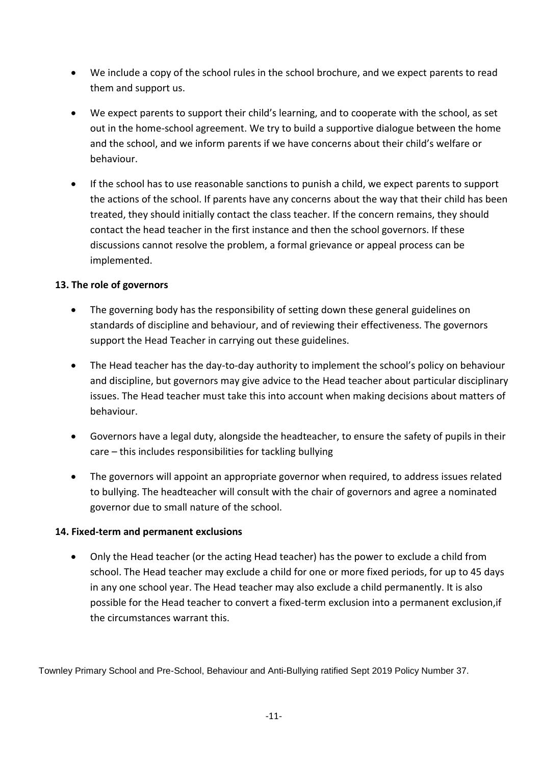- We include a copy of the school rules in the school brochure, and we expect parents to read them and support us.
- We expect parents to support their child's learning, and to cooperate with the school, as set out in the home-school agreement. We try to build a supportive dialogue between the home and the school, and we inform parents if we have concerns about their child's welfare or behaviour.
- If the school has to use reasonable sanctions to punish a child, we expect parents to support the actions of the school. If parents have any concerns about the way that their child has been treated, they should initially contact the class teacher. If the concern remains, they should contact the head teacher in the first instance and then the school governors. If these discussions cannot resolve the problem, a formal grievance or appeal process can be implemented.

**13. The role of governors**

- The governing body has the responsibility of setting down these general guidelines on standards of discipline and behaviour, and of reviewing their effectiveness. The governors support the Head Teacher in carrying out these guidelines.
- The Head teacher has the day-to-day authority to implement the school's policy on behaviour and discipline, but governors may give advice to the Head teacher about particular disciplinary issues. The Head teacher must take this into account when making decisions about matters of behaviour.
- Governors have a legal duty, alongside the headteacher, to ensure the safety of pupils in their care – this includes responsibilities for tackling bullying
- The governors will appoint an appropriate governor when required, to address issues related to bullying. The headteacher will consult with the chair of governors and agree a nominated governor due to small nature of the school.

**14. Fixed-term and permanent exclusions**

- Only the Head teacher (or the acting Head teacher) has the power to exclude a child from school. The Head teacher may exclude a child for one or more fixed periods, for up to 45 days in any one school year. The Head teacher may also exclude a child permanently. It is also possible for the Head teacher to convert a fixed-term exclusion into a permanent exclusion,if the circumstances warrant this.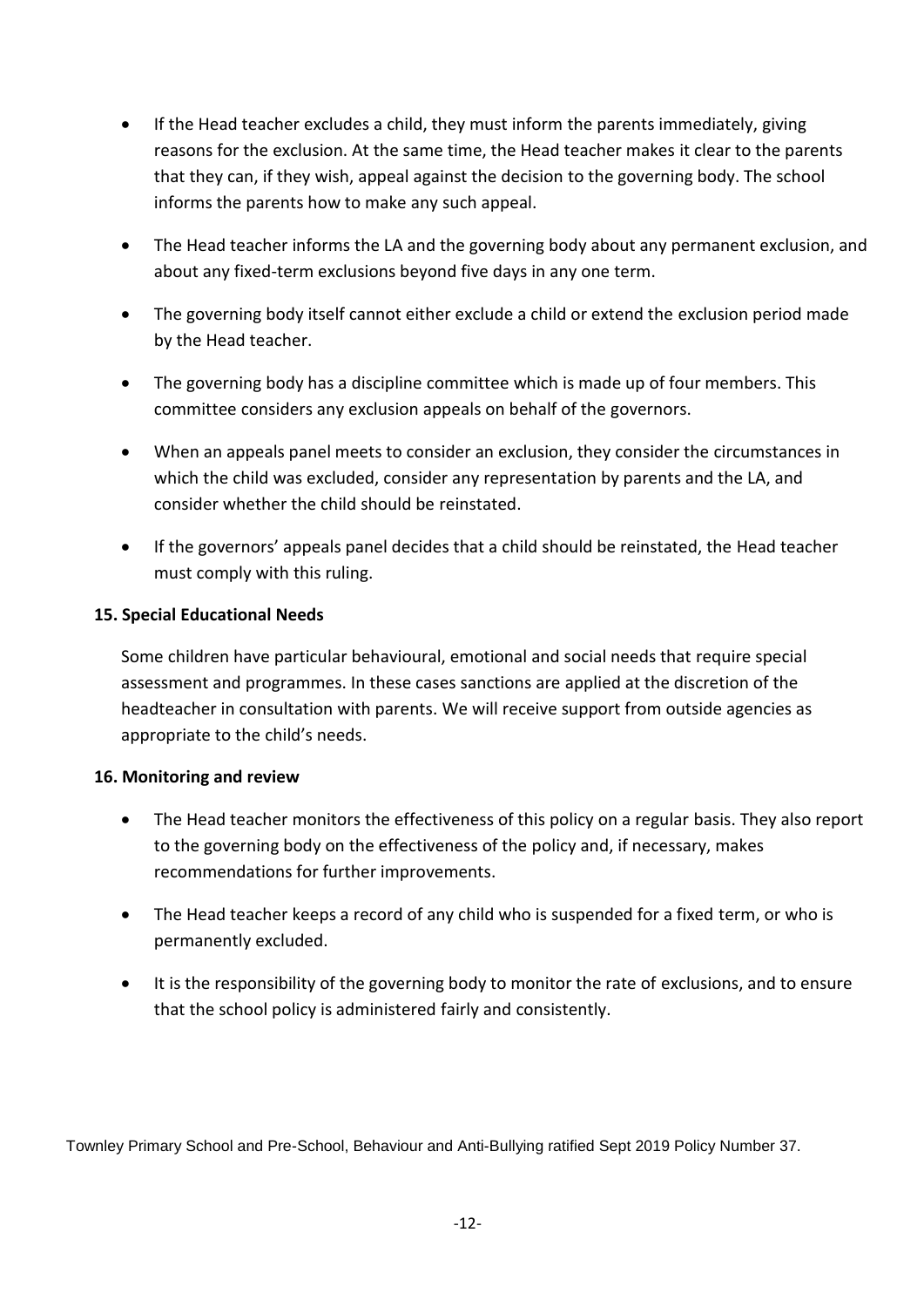- If the Head teacher excludes a child, they must inform the parents immediately, giving reasons for the exclusion. At the same time, the Head teacher makes it clear to the parents that they can, if they wish, appeal against the decision to the governing body. The school informs the parents how to make any such appeal.
- The Head teacher informs the LA and the governing body about any permanent exclusion, and about any fixed-term exclusions beyond five days in any one term.
- The governing body itself cannot either exclude a child or extend the exclusion period made by the Head teacher.
- The governing body has a discipline committee which is made up of four members. This committee considers any exclusion appeals on behalf of the governors.
- When an appeals panel meets to consider an exclusion, they consider the circumstances in which the child was excluded, consider any representation by parents and the LA, and consider whether the child should be reinstated.
- If the governors' appeals panel decides that a child should be reinstated, the Head teacher must comply with this ruling.

**15. Special Educational Needs**

Some children have particular behavioural, emotional and social needs that require special assessment and programmes. In these cases sanctions are applied at the discretion of the headteacher in consultation with parents. We will receive support from outside agencies as appropriate to the child's needs.

**16. Monitoring and review**

- The Head teacher monitors the effectiveness of this policy on a regular basis. They also report to the governing body on the effectiveness of the policy and, if necessary, makes recommendations for further improvements.
- The Head teacher keeps a record of any child who is suspended for a fixed term, or who is permanently excluded.
- It is the responsibility of the governing body to monitor the rate of exclusions, and to ensure that the school policy is administered fairly and consistently.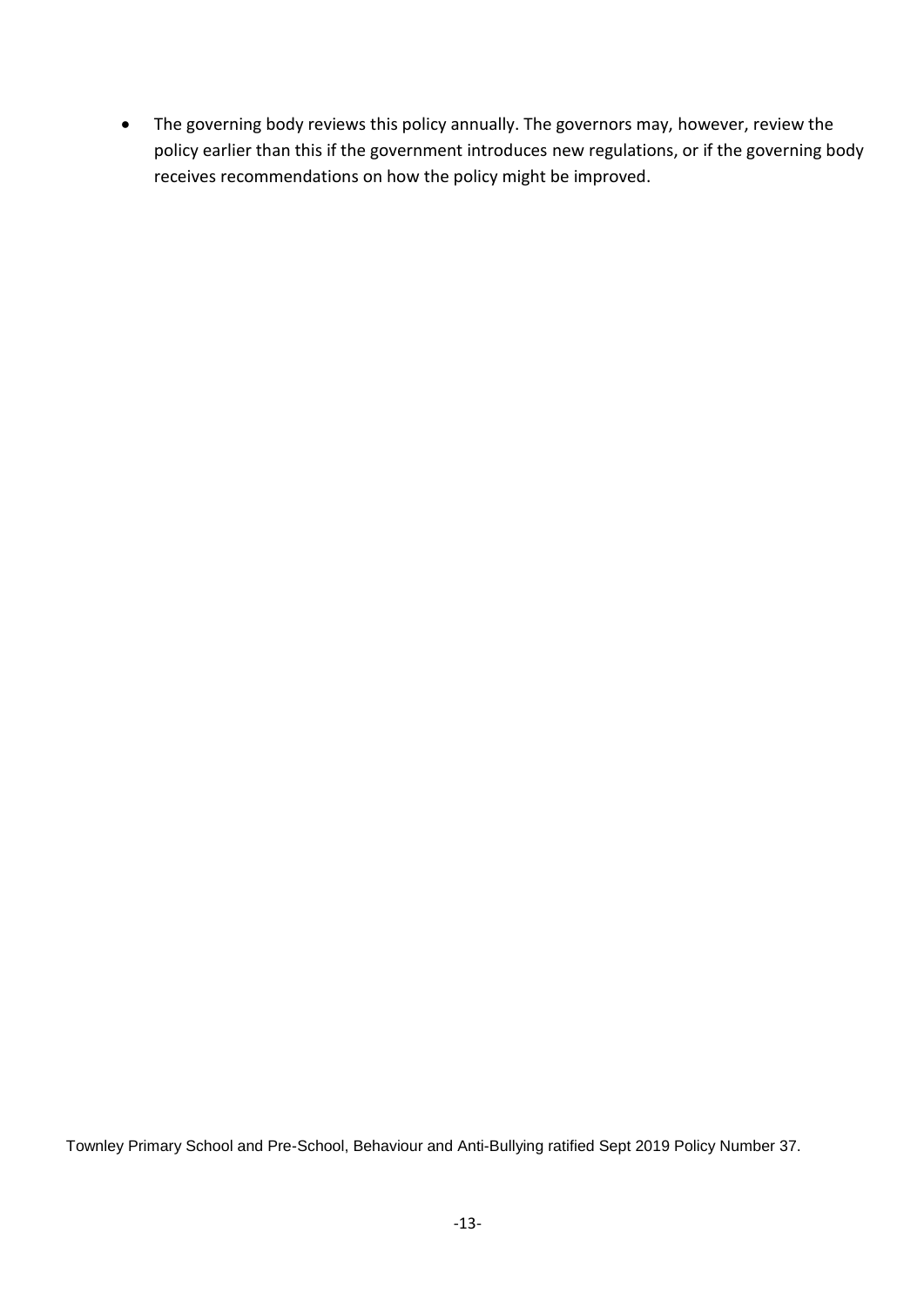- The governing body reviews this policy annually. The governors may, however, review the policy earlier than this if the government introduces new regulations, or if the governing body receives recommendations on how the policy might be improved.